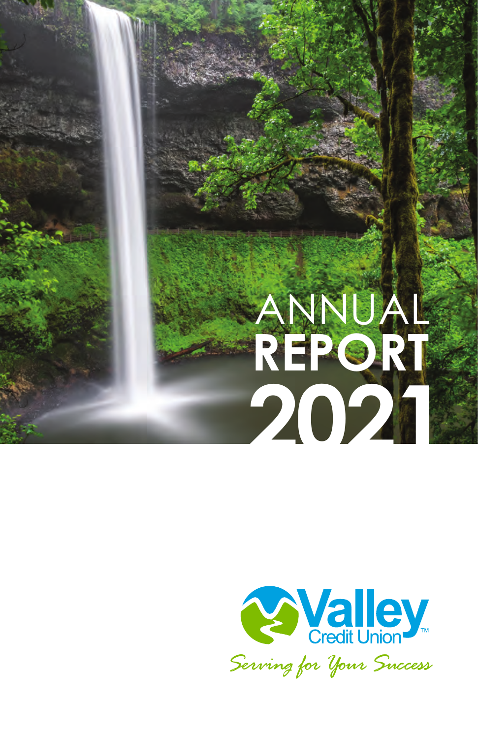# ANNUAL REPORT 2021

Valley Credit Union™

*Serving for Your Success*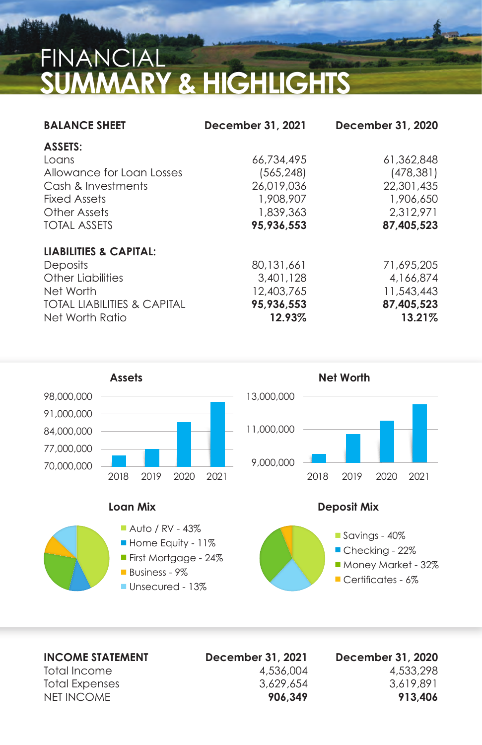# FINANCIAL SUMMARY & HIGHLIGHTS

| BALANCE SHEET | December 31, 2021 | December 31, 2020 |
|---|---|---|
| **ASSETS:** | | |
| Loans | 66,734,495 | 61,362,848 |
| Allowance for Loan Losses | (565,248) | (478,381) |
| Cash & Investments | 26,019,036 | 22,301,435 |
| Fixed Assets | 1,908,907 | 1,906,650 |
| Other Assets | 1,839,363 | 2,312,971 |
| TOTAL ASSETS | **95,936,553** | **87,405,523** |
| **LIABILITIES & CAPITAL:** | | |
| Deposits | 80,131,661 | 71,695,205 |
| Other Liabilities | 3,401,128 | 4,166,874 |
| Net Worth | 12,403,765 | 11,543,443 |
| TOTAL LIABILITIES & CAPITAL | **95,936,553** | **87,405,523** |
| Net Worth Ratio | **12.93%** | **13.21%** |

**Assets**

98,000,000 / 91,000,000 / 84,000,000 / 77,000,000 / 70,000,000

2018 2019 2020 2021

**Net Worth**

13,000,000 / 11,000,000 / 9,000,000

2018 2019 2020 2021

**Loan Mix**

- Auto / RV - 43%
- Home Equity - 11%
- First Mortgage - 24%
- Business - 9%
- Unsecured - 13%

**Deposit Mix**

- Savings - 40%
- Checking - 22%
- Money Market - 32%
- Certificates - 6%

| INCOME STATEMENT | December 31, 2021 | December 31, 2020 |
|---|---|---|
| Total Income | 4,536,004 | 4,533,298 |
| Total Expenses | 3,629,654 | 3,619,891 |
| NET INCOME | **906,349** | **913,406** |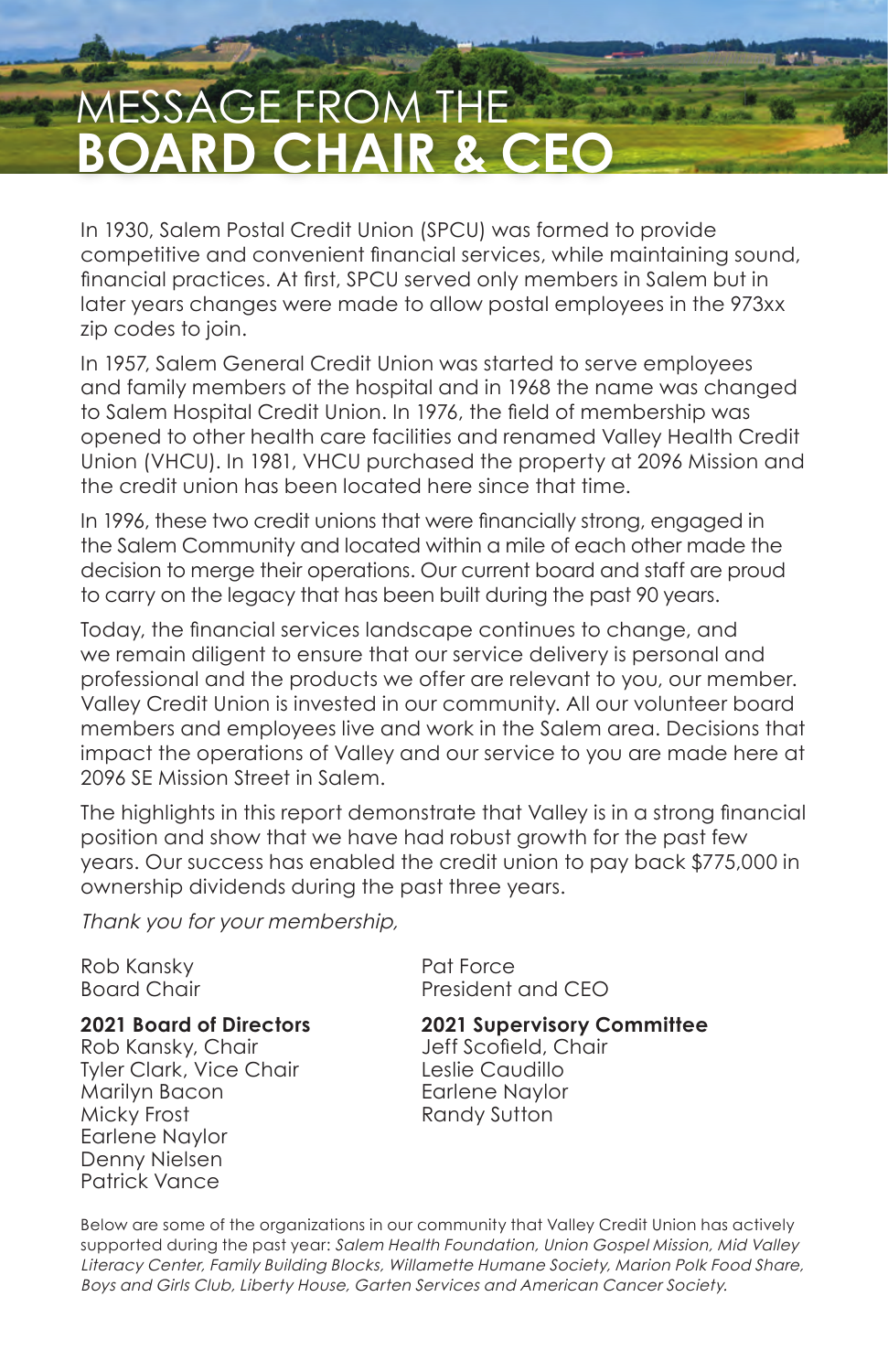# MESSAGE FROM THE **BOARD CHAIR & CEO**

In 1930, Salem Postal Credit Union (SPCU) was formed to provide competitive and convenient financial services, while maintaining sound, financial practices. At first, SPCU served only members in Salem but in later years changes were made to allow postal employees in the 973xx zip codes to join.

In 1957, Salem General Credit Union was started to serve employees and family members of the hospital and in 1968 the name was changed to Salem Hospital Credit Union. In 1976, the field of membership was opened to other health care facilities and renamed Valley Health Credit Union (VHCU). In 1981, VHCU purchased the property at 2096 Mission and the credit union has been located here since that time.

In 1996, these two credit unions that were financially strong, engaged in the Salem Community and located within a mile of each other made the decision to merge their operations. Our current board and staff are proud to carry on the legacy that has been built during the past 90 years.

Today, the financial services landscape continues to change, and we remain diligent to ensure that our service delivery is personal and professional and the products we offer are relevant to you, our member. Valley Credit Union is invested in our community. All our volunteer board members and employees live and work in the Salem area. Decisions that impact the operations of Valley and our service to you are made here at 2096 SE Mission Street in Salem.

The highlights in this report demonstrate that Valley is in a strong financial position and show that we have had robust growth for the past few years. Our success has enabled the credit union to pay back $775,000 in ownership dividends during the past three years.

*Thank you for your membership,*

Rob Kansky
Board Chair

Pat Force
President and CEO

**2021 Board of Directors**
Rob Kansky, Chair
Tyler Clark, Vice Chair
Marilyn Bacon
Micky Frost
Earlene Naylor
Denny Nielsen
Patrick Vance

**2021 Supervisory Committee**
Jeff Scofield, Chair
Leslie Caudillo
Earlene Naylor
Randy Sutton

Below are some of the organizations in our community that Valley Credit Union has actively supported during the past year: *Salem Health Foundation, Union Gospel Mission, Mid Valley Literacy Center, Family Building Blocks, Willamette Humane Society, Marion Polk Food Share, Boys and Girls Club, Liberty House, Garten Services and American Cancer Society.*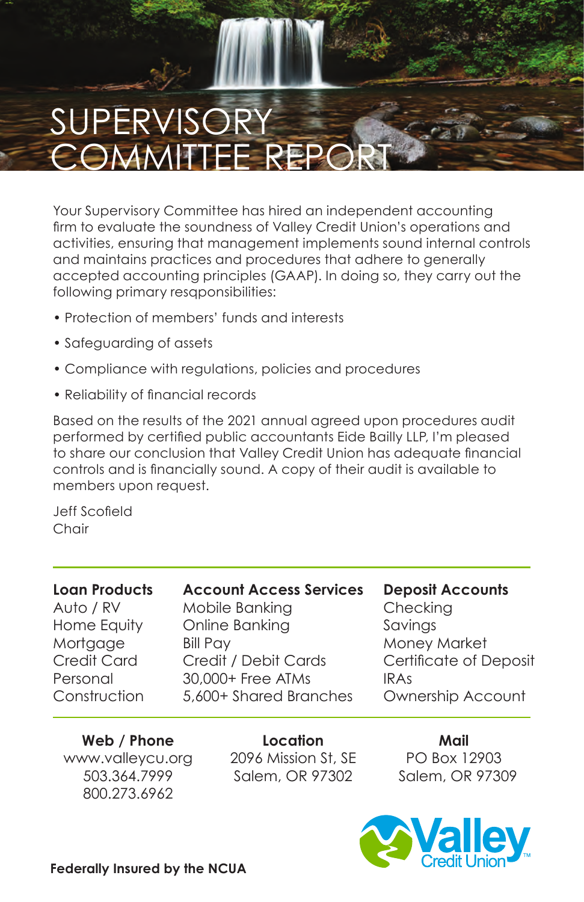# SUPERVISORY COMMITTEE REPORT

Your Supervisory Committee has hired an independent accounting firm to evaluate the soundness of Valley Credit Union's operations and activities, ensuring that management implements sound internal controls and maintains practices and procedures that adhere to generally accepted accounting principles (GAAP). In doing so, they carry out the following primary resqponsibilities:

- Protection of members' funds and interests
- Safeguarding of assets
- Compliance with regulations, policies and procedures
- Reliability of financial records

Based on the results of the 2021 annual agreed upon procedures audit performed by certified public accountants Eide Bailly LLP, I'm pleased to share our conclusion that Valley Credit Union has adequate financial controls and is financially sound. A copy of their audit is available to members upon request.

Jeff Scofield
Chair

| Loan Products | Account Access Services | Deposit Accounts |
|---|---|---|
| Auto / RV | Mobile Banking | Checking |
| Home Equity | Online Banking | Savings |
| Mortgage | Bill Pay | Money Market |
| Credit Card | Credit / Debit Cards | Certificate of Deposit |
| Personal | 30,000+ Free ATMs | IRAs |
| Construction | 5,600+ Shared Branches | Ownership Account |

**Web / Phone**
www.valleycu.org
503.364.7999
800.273.6962

**Location**
2096 Mission St, SE
Salem, OR 97302

**Mail**
PO Box 12903
Salem, OR 97309

Valley Credit Union™

**Federally Insured by the NCUA**